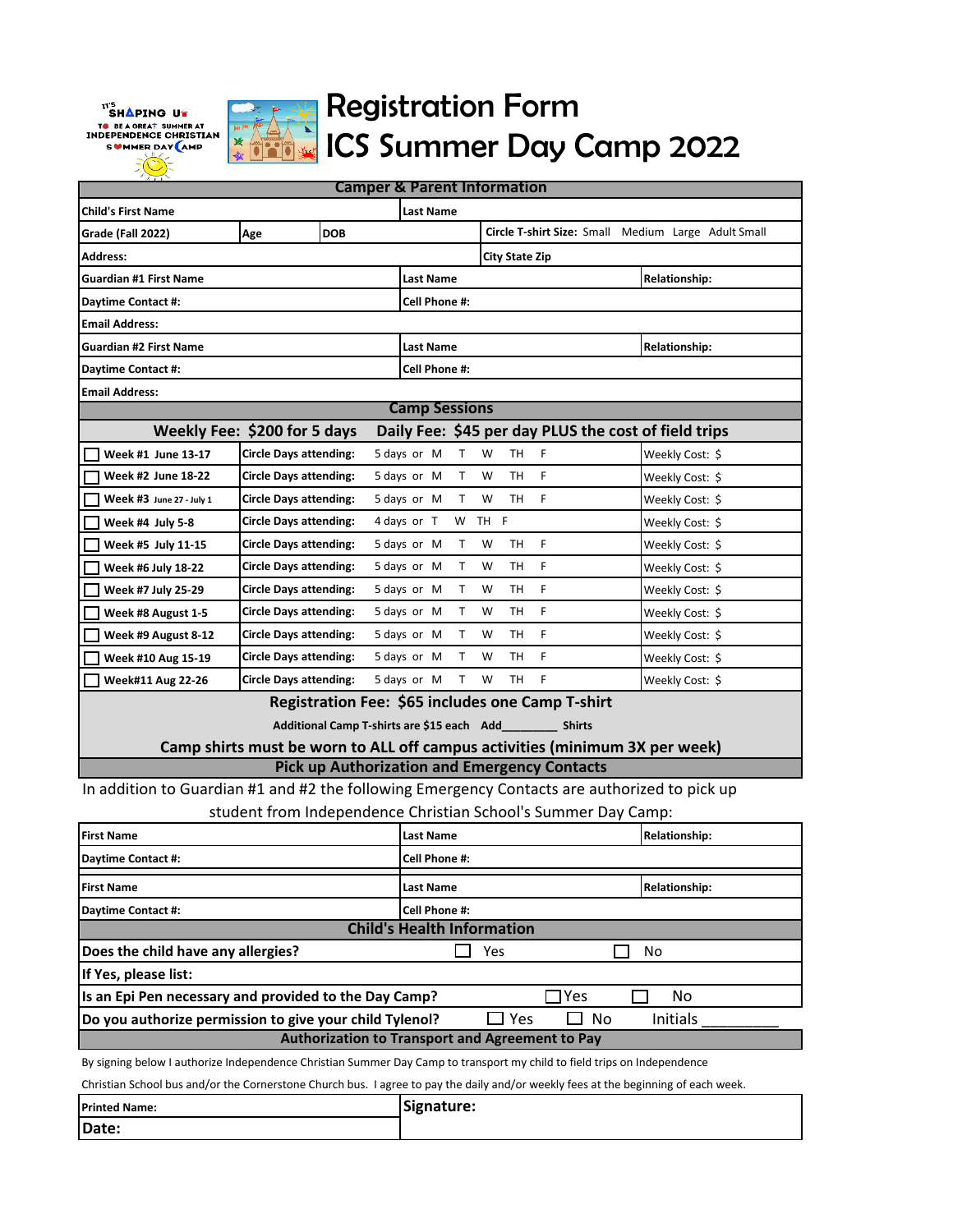IT'S SHAPING UP TO BE A GREAT SUMMER AT INDEPENDENCE CHRISTIAN SUMMER DAY CAMP

# Registration Form
# ICS Summer Day Camp 2022

## Camper & Parent Information

| | | | | |
|---|---|---|---|---|
| Child's First Name | | | Last Name | |
| Grade (Fall 2022) | Age | DOB | Circle T-shirt Size: Small Medium Large Adult Small | |
| Address: | | | City State Zip | |
| Guardian #1 First Name | | | Last Name | Relationship: |
| Daytime Contact #: | | | Cell Phone #: | |
| Email Address: | | | | |
| Guardian #2 First Name | | | Last Name | Relationship: |
| Daytime Contact #: | | | Cell Phone #: | |
| Email Address: | | | | |

## Camp Sessions

**Weekly Fee: $200 for 5 days Daily Fee: $45 per day PLUS the cost of field trips**

| Week | Circle Days attending: | Days | Weekly Cost |
|---|---|---|---|
| ☐ Week #1 June 13-17 | Circle Days attending: | 5 days or M T W TH F | Weekly Cost: $ |
| ☐ Week #2 June 18-22 | Circle Days attending: | 5 days or M T W TH F | Weekly Cost: $ |
| ☐ Week #3 June 27 - July 1 | Circle Days attending: | 5 days or M T W TH F | Weekly Cost: $ |
| ☐ Week #4 July 5-8 | Circle Days attending: | 4 days or T W TH F | Weekly Cost: $ |
| ☐ Week #5 July 11-15 | Circle Days attending: | 5 days or M T W TH F | Weekly Cost: $ |
| ☐ Week #6 July 18-22 | Circle Days attending: | 5 days or M T W TH F | Weekly Cost: $ |
| ☐ Week #7 July 25-29 | Circle Days attending: | 5 days or M T W TH F | Weekly Cost: $ |
| ☐ Week #8 August 1-5 | Circle Days attending: | 5 days or M T W TH F | Weekly Cost: $ |
| ☐ Week #9 August 8-12 | Circle Days attending: | 5 days or M T W TH F | Weekly Cost: $ |
| ☐ Week #10 Aug 15-19 | Circle Days attending: | 5 days or M T W TH F | Weekly Cost: $ |
| ☐ Week#11 Aug 22-26 | Circle Days attending: | 5 days or M T W TH F | Weekly Cost: $ |

**Registration Fee: $65 includes one Camp T-shirt**

**Additional Camp T-shirts are $15 each Add_________ Shirts**

**Camp shirts must be worn to ALL off campus activities (minimum 3X per week)**

## Pick up Authorization and Emergency Contacts

In addition to Guardian #1 and #2 the following Emergency Contacts are authorized to pick up student from Independence Christian School's Summer Day Camp:

| | | |
|---|---|---|
| First Name | Last Name | Relationship: |
| Daytime Contact #: | Cell Phone #: | |
| First Name | Last Name | Relationship: |
| Daytime Contact #: | Cell Phone #: | |

## Child's Health Information

| | | |
|---|---|---|
| Does the child have any allergies? | ☐ Yes | ☐ No |
| If Yes, please list: | | |
| Is an Epi Pen necessary and provided to the Day Camp? | ☐ Yes | ☐ No |
| Do you authorize permission to give your child Tylenol? | ☐ Yes ☐ No | Initials __________ |

## Authorization to Transport and Agreement to Pay

By signing below I authorize Independence Christian Summer Day Camp to transport my child to field trips on Independence Christian School bus and/or the Cornerstone Church bus. I agree to pay the daily and/or weekly fees at the beginning of each week.

| | |
|---|---|
| Printed Name: | Signature: |
| Date: | |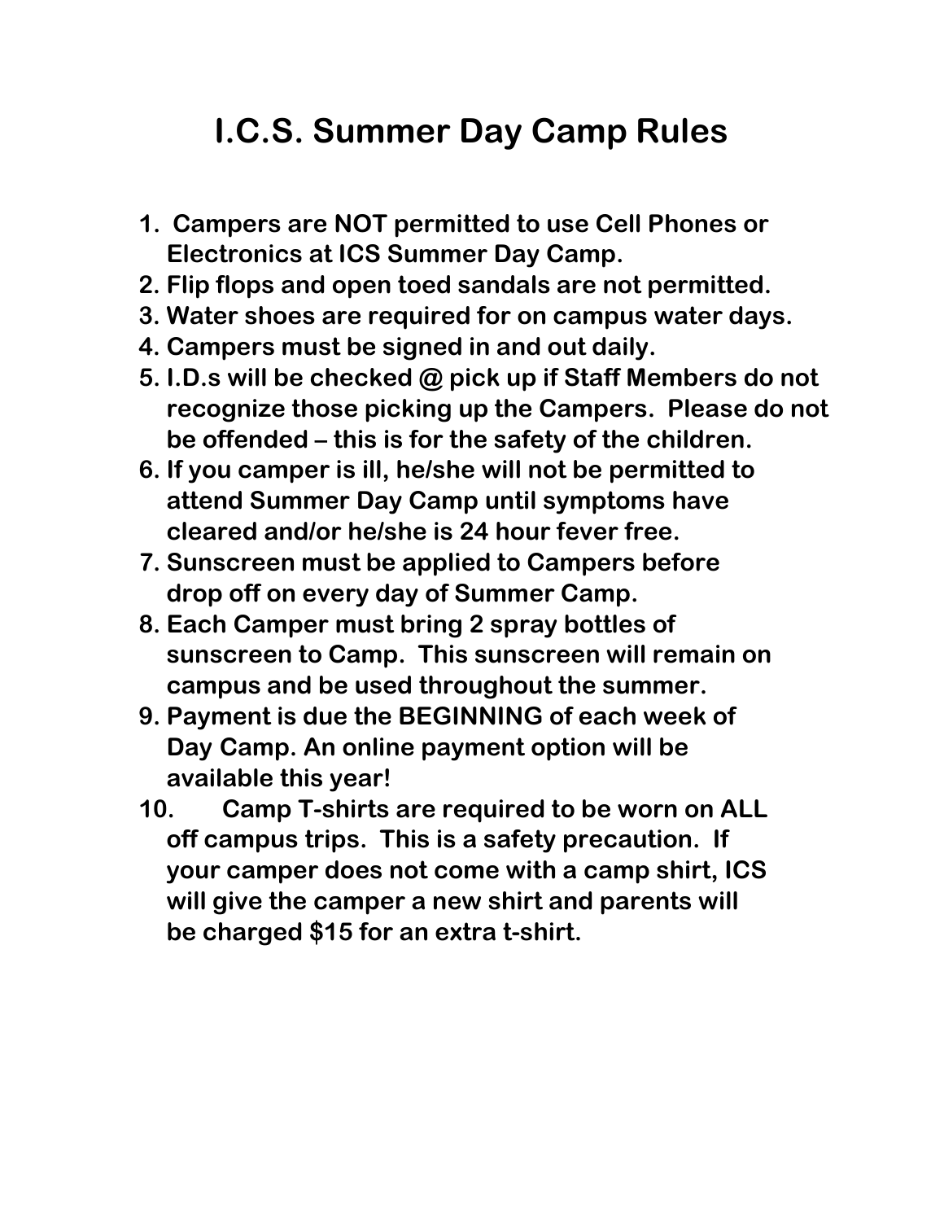# I.C.S. Summer Day Camp Rules

1. Campers are NOT permitted to use Cell Phones or Electronics at ICS Summer Day Camp.
2. Flip flops and open toed sandals are not permitted.
3. Water shoes are required for on campus water days.
4. Campers must be signed in and out daily.
5. I.D.s will be checked @ pick up if Staff Members do not recognize those picking up the Campers. Please do not be offended – this is for the safety of the children.
6. If you camper is ill, he/she will not be permitted to attend Summer Day Camp until symptoms have cleared and/or he/she is 24 hour fever free.
7. Sunscreen must be applied to Campers before drop off on every day of Summer Camp.
8. Each Camper must bring 2 spray bottles of sunscreen to Camp. This sunscreen will remain on campus and be used throughout the summer.
9. Payment is due the BEGINNING of each week of Day Camp. An online payment option will be available this year!
10. Camp T-shirts are required to be worn on ALL off campus trips. This is a safety precaution. If your camper does not come with a camp shirt, ICS will give the camper a new shirt and parents will be charged $15 for an extra t-shirt.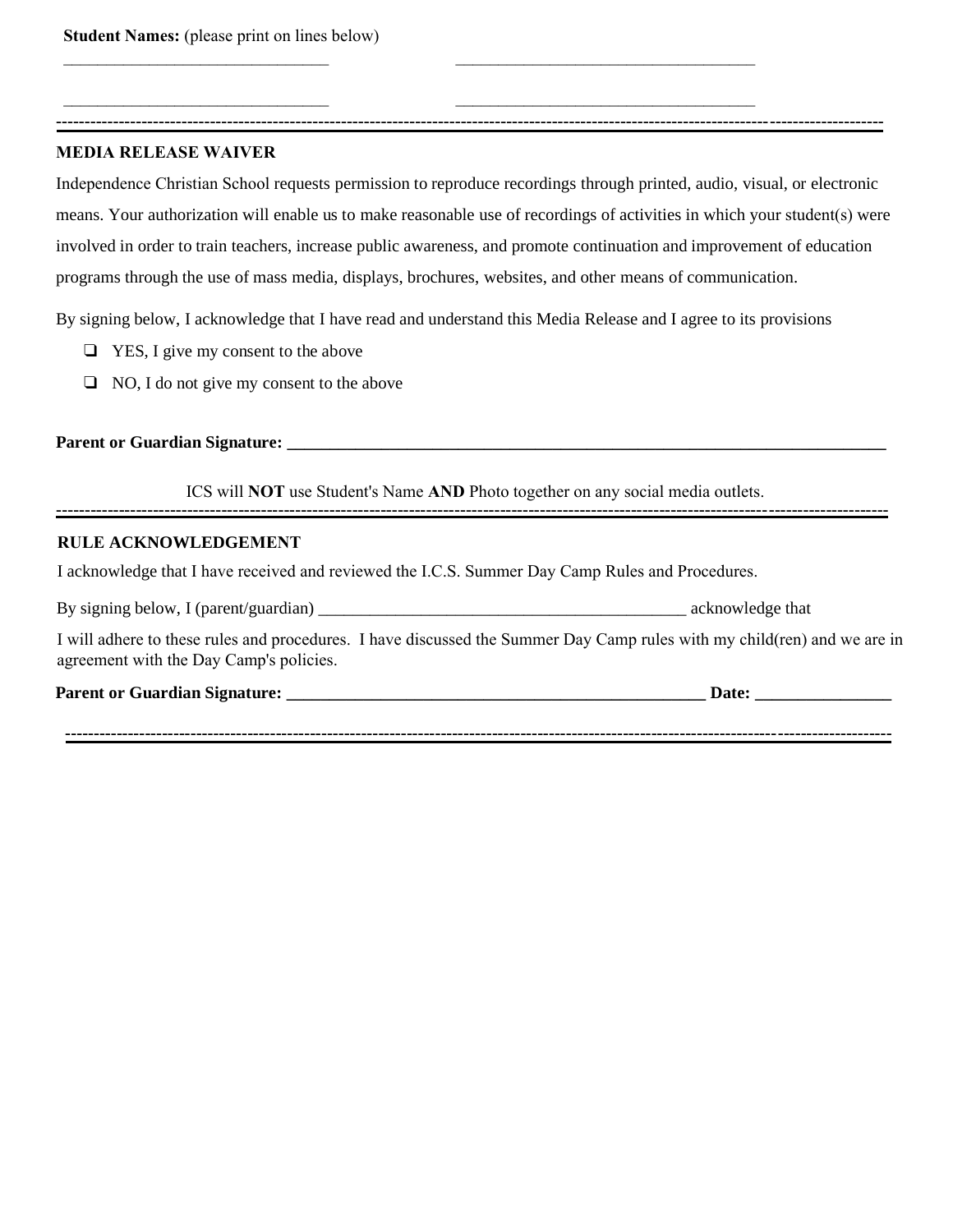**Student Names:** (please print on lines below)

\_\_\_\_\_\_\_\_\_\_\_\_\_\_\_\_\_\_\_\_\_\_\_\_\_\_\_\_\_\_\_\_ \_\_\_\_\_\_\_\_\_\_\_\_\_\_\_\_\_\_\_\_\_\_\_\_\_\_\_\_\_\_\_\_\_\_\_\_

\_\_\_\_\_\_\_\_\_\_\_\_\_\_\_\_\_\_\_\_\_\_\_\_\_\_\_\_\_\_\_\_ \_\_\_\_\_\_\_\_\_\_\_\_\_\_\_\_\_\_\_\_\_\_\_\_\_\_\_\_\_\_\_\_\_\_\_\_

---

**MEDIA RELEASE WAIVER**

Independence Christian School requests permission to reproduce recordings through printed, audio, visual, or electronic means. Your authorization will enable us to make reasonable use of recordings of activities in which your student(s) were involved in order to train teachers, increase public awareness, and promote continuation and improvement of education programs through the use of mass media, displays, brochures, websites, and other means of communication.

By signing below, I acknowledge that I have read and understand this Media Release and I agree to its provisions

- ❑ YES, I give my consent to the above
- ❑ NO, I do not give my consent to the above

**Parent or Guardian Signature: \_\_\_\_\_\_\_\_\_\_\_\_\_\_\_\_\_\_\_\_\_\_\_\_\_\_\_\_\_\_\_\_\_\_\_\_\_\_\_\_\_\_\_\_\_\_\_\_\_\_\_\_\_\_\_\_\_\_\_\_\_\_\_\_\_\_\_\_\_\_**

ICS will **NOT** use Student's Name **AND** Photo together on any social media outlets.

---

**RULE ACKNOWLEDGEMENT**

I acknowledge that I have received and reviewed the I.C.S. Summer Day Camp Rules and Procedures.

By signing below, I (parent/guardian) \_\_\_\_\_\_\_\_\_\_\_\_\_\_\_\_\_\_\_\_\_\_\_\_\_\_\_\_\_\_\_\_\_\_\_\_\_\_\_\_\_\_\_\_ acknowledge that

I will adhere to these rules and procedures. I have discussed the Summer Day Camp rules with my child(ren) and we are in agreement with the Day Camp's policies.

**Parent or Guardian Signature: \_\_\_\_\_\_\_\_\_\_\_\_\_\_\_\_\_\_\_\_\_\_\_\_\_\_\_\_\_\_\_\_\_\_\_\_\_\_\_\_\_\_\_\_\_\_\_\_\_\_ Date: \_\_\_\_\_\_\_\_\_\_\_\_\_\_\_\_**

---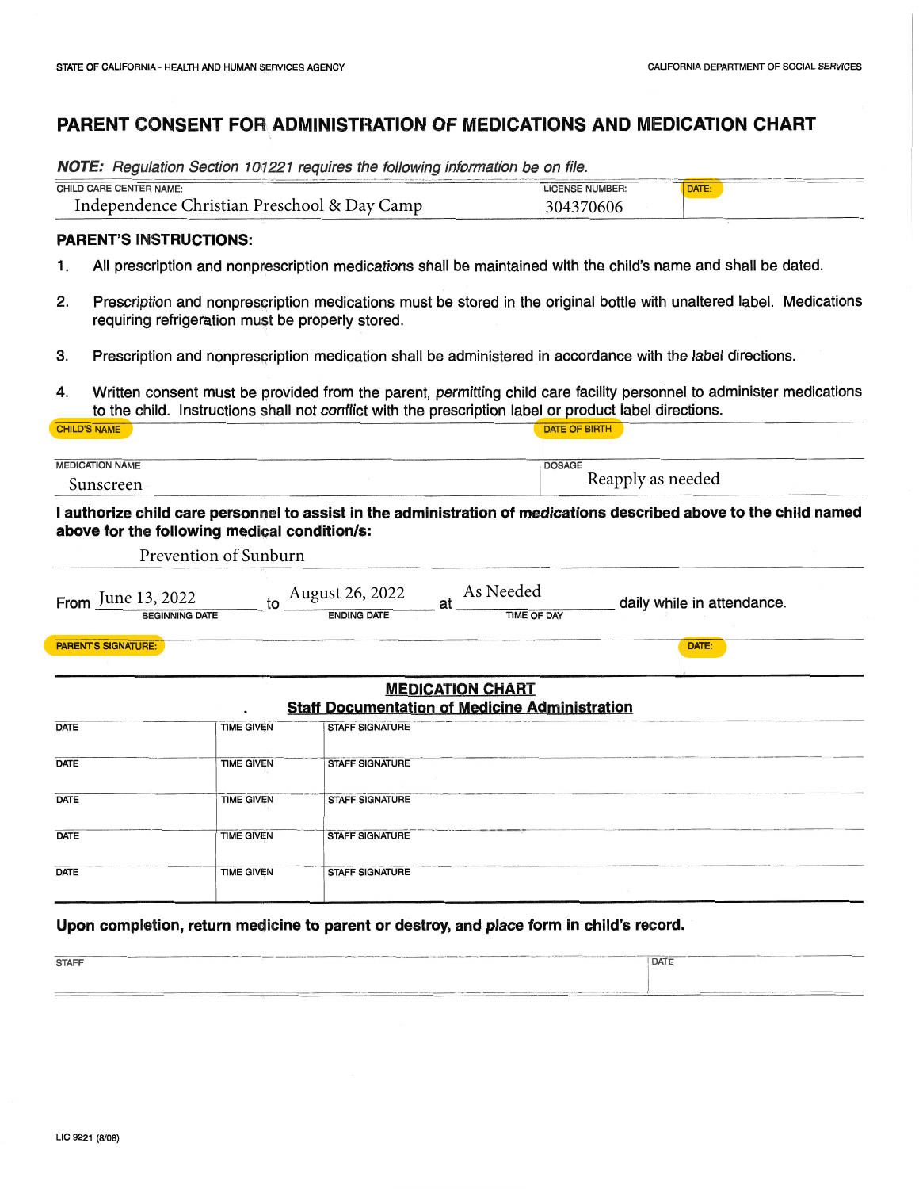STATE OF CALIFORNIA - HEALTH AND HUMAN SERVICES AGENCY

CALIFORNIA DEPARTMENT OF SOCIAL SERVICES

# PARENT CONSENT FOR ADMINISTRATION OF MEDICATIONS AND MEDICATION CHART

***NOTE:*** *Regulation Section 101221 requires the following information be on file.*

| CHILD CARE CENTER NAME: | LICENSE NUMBER: | DATE: |
|---|---|---|
| Independence Christian Preschool & Day Camp | 304370606 | |

**PARENT'S INSTRUCTIONS:**

1. All prescription and nonprescription medications shall be maintained with the child's name and shall be dated.
2. Prescription and nonprescription medications must be stored in the original bottle with unaltered label. Medications requiring refrigeration must be properly stored.
3. Prescription and nonprescription medication shall be administered in accordance with the label directions.
4. Written consent must be provided from the parent, permitting child care facility personnel to administer medications to the child. Instructions shall not conflict with the prescription label or product label directions.

| CHILD'S NAME | DATE OF BIRTH |
|---|---|
| | |
| **MEDICATION NAME** | **DOSAGE** |
| Sunscreen | Reapply as needed |

**I authorize child care personnel to assist in the administration of medications described above to the child named above for the following medical condition/s:**

Prevention of Sunburn

From June 13, 2022 (BEGINNING DATE) to August 26, 2022 (ENDING DATE) at As Needed (TIME OF DAY) daily while in attendance.

PARENT'S SIGNATURE: _______________ DATE: _______________

## MEDICATION CHART

**Staff Documentation of Medicine Administration**

| DATE | TIME GIVEN | STAFF SIGNATURE |
|---|---|---|
| | | |
| | | |
| | | |
| | | |
| | | |

**Upon completion, return medicine to parent or destroy, and place form in child's record.**

| STAFF | DATE |
|---|---|
| | |

LIC 9221 (8/08)